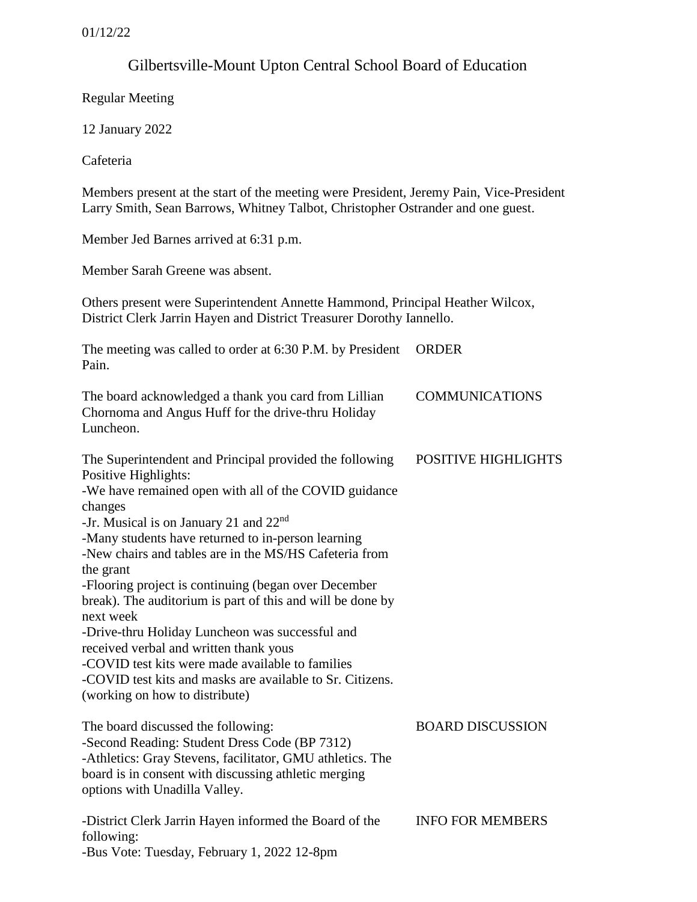01/12/22

# Gilbertsville-Mount Upton Central School Board of Education

Regular Meeting

12 January 2022

Cafeteria

Members present at the start of the meeting were President, Jeremy Pain, Vice-President Larry Smith, Sean Barrows, Whitney Talbot, Christopher Ostrander and one guest.

Member Jed Barnes arrived at 6:31 p.m.

Member Sarah Greene was absent.

Others present were Superintendent Annette Hammond, Principal Heather Wilcox, District Clerk Jarrin Hayen and District Treasurer Dorothy Iannello.

| | |
|---|---|
| The meeting was called to order at 6:30 P.M. by President Pain. | ORDER |
| The board acknowledged a thank you card from Lillian Chornoma and Angus Huff for the drive-thru Holiday Luncheon. | COMMUNICATIONS |
| The Superintendent and Principal provided the following Positive Highlights:<br>-We have remained open with all of the COVID guidance changes<br>-Jr. Musical is on January 21 and 22nd<br>-Many students have returned to in-person learning<br>-New chairs and tables are in the MS/HS Cafeteria from the grant<br>-Flooring project is continuing (began over December break). The auditorium is part of this and will be done by next week<br>-Drive-thru Holiday Luncheon was successful and received verbal and written thank yous<br>-COVID test kits were made available to families<br>-COVID test kits and masks are available to Sr. Citizens. (working on how to distribute) | POSITIVE HIGHLIGHTS |
| The board discussed the following:<br>-Second Reading: Student Dress Code (BP 7312)<br>-Athletics: Gray Stevens, facilitator, GMU athletics. The board is in consent with discussing athletic merging options with Unadilla Valley. | BOARD DISCUSSION |
| -District Clerk Jarrin Hayen informed the Board of the following:<br>-Bus Vote: Tuesday, February 1, 2022 12-8pm | INFO FOR MEMBERS |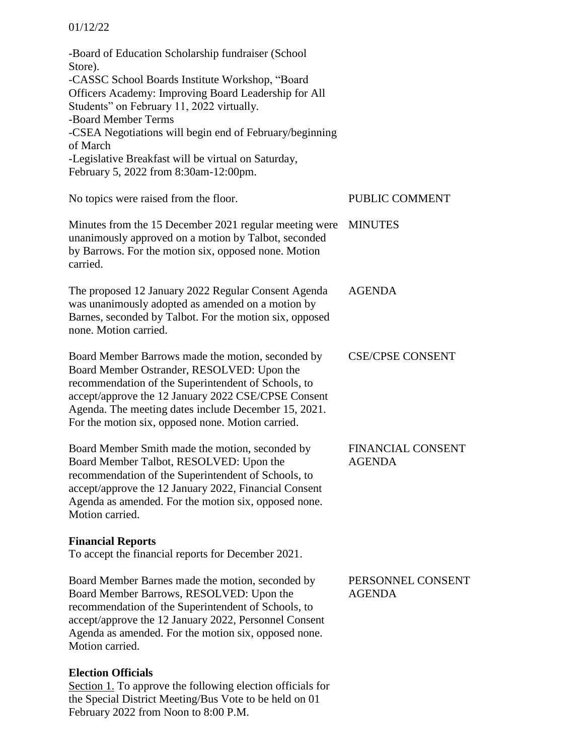01/12/22

-Board of Education Scholarship fundraiser (School Store).
-CASSC School Boards Institute Workshop, "Board Officers Academy: Improving Board Leadership for All Students" on February 11, 2022 virtually.
-Board Member Terms
-CSEA Negotiations will begin end of February/beginning of March
-Legislative Breakfast will be virtual on Saturday, February 5, 2022 from 8:30am-12:00pm.

**PUBLIC COMMENT**

No topics were raised from the floor.

**MINUTES**

Minutes from the 15 December 2021 regular meeting were unanimously approved on a motion by Talbot, seconded by Barrows. For the motion six, opposed none. Motion carried.

**AGENDA**

The proposed 12 January 2022 Regular Consent Agenda was unanimously adopted as amended on a motion by Barnes, seconded by Talbot. For the motion six, opposed none. Motion carried.

**CSE/CPSE CONSENT**

Board Member Barrows made the motion, seconded by Board Member Ostrander, RESOLVED: Upon the recommendation of the Superintendent of Schools, to accept/approve the 12 January 2022 CSE/CPSE Consent Agenda. The meeting dates include December 15, 2021. For the motion six, opposed none. Motion carried.

**FINANCIAL CONSENT AGENDA**

Board Member Smith made the motion, seconded by Board Member Talbot, RESOLVED: Upon the recommendation of the Superintendent of Schools, to accept/approve the 12 January 2022, Financial Consent Agenda as amended. For the motion six, opposed none. Motion carried.

**Financial Reports**
To accept the financial reports for December 2021.

**PERSONNEL CONSENT AGENDA**

Board Member Barnes made the motion, seconded by Board Member Barrows, RESOLVED: Upon the recommendation of the Superintendent of Schools, to accept/approve the 12 January 2022, Personnel Consent Agenda as amended. For the motion six, opposed none. Motion carried.

**Election Officials**
Section 1. To approve the following election officials for the Special District Meeting/Bus Vote to be held on 01 February 2022 from Noon to 8:00 P.M.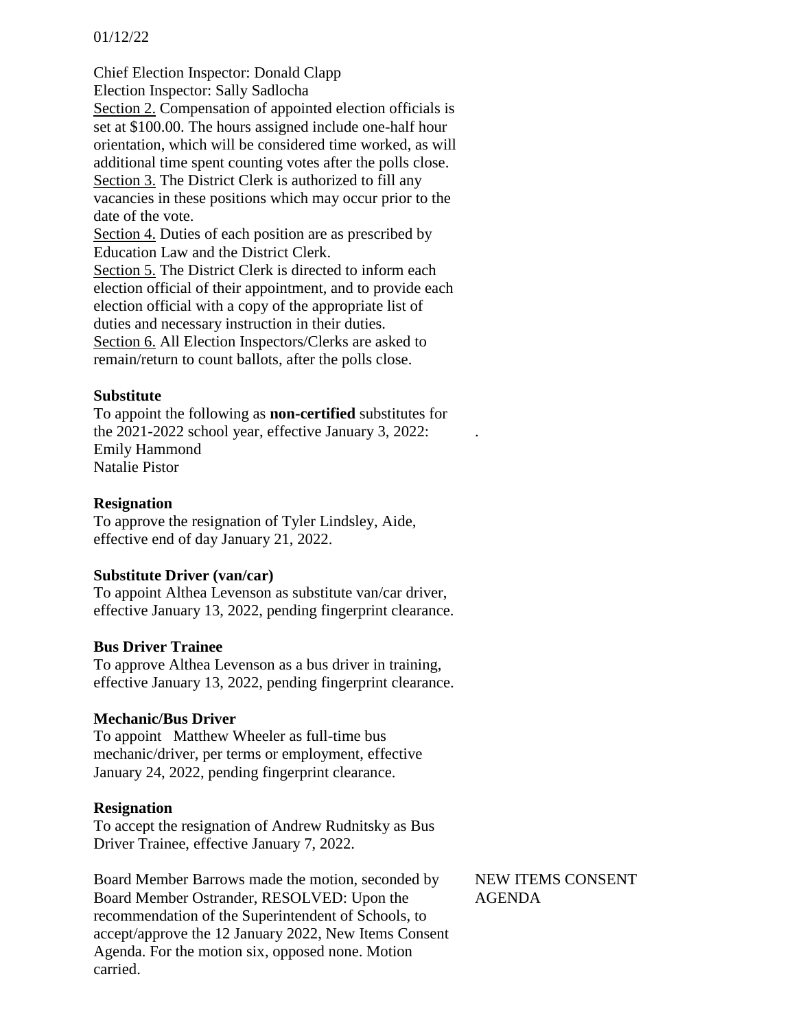01/12/22

Chief Election Inspector: Donald Clapp
Election Inspector: Sally Sadlocha

Section 2. Compensation of appointed election officials is set at $100.00. The hours assigned include one-half hour orientation, which will be considered time worked, as will additional time spent counting votes after the polls close.

Section 3. The District Clerk is authorized to fill any vacancies in these positions which may occur prior to the date of the vote.

Section 4. Duties of each position are as prescribed by Education Law and the District Clerk.

Section 5. The District Clerk is directed to inform each election official of their appointment, and to provide each election official with a copy of the appropriate list of duties and necessary instruction in their duties.

Section 6. All Election Inspectors/Clerks are asked to remain/return to count ballots, after the polls close.

**Substitute**

To appoint the following as **non-certified** substitutes for the 2021-2022 school year, effective January 3, 2022:
Emily Hammond
Natalie Pistor

**Resignation**

To approve the resignation of Tyler Lindsley, Aide, effective end of day January 21, 2022.

**Substitute Driver (van/car)**

To appoint Althea Levenson as substitute van/car driver, effective January 13, 2022, pending fingerprint clearance.

**Bus Driver Trainee**

To approve Althea Levenson as a bus driver in training, effective January 13, 2022, pending fingerprint clearance.

**Mechanic/Bus Driver**

To appoint Matthew Wheeler as full-time bus mechanic/driver, per terms or employment, effective January 24, 2022, pending fingerprint clearance.

**Resignation**

To accept the resignation of Andrew Rudnitsky as Bus Driver Trainee, effective January 7, 2022.

NEW ITEMS CONSENT AGENDA

Board Member Barrows made the motion, seconded by Board Member Ostrander, RESOLVED: Upon the recommendation of the Superintendent of Schools, to accept/approve the 12 January 2022, New Items Consent Agenda. For the motion six, opposed none. Motion carried.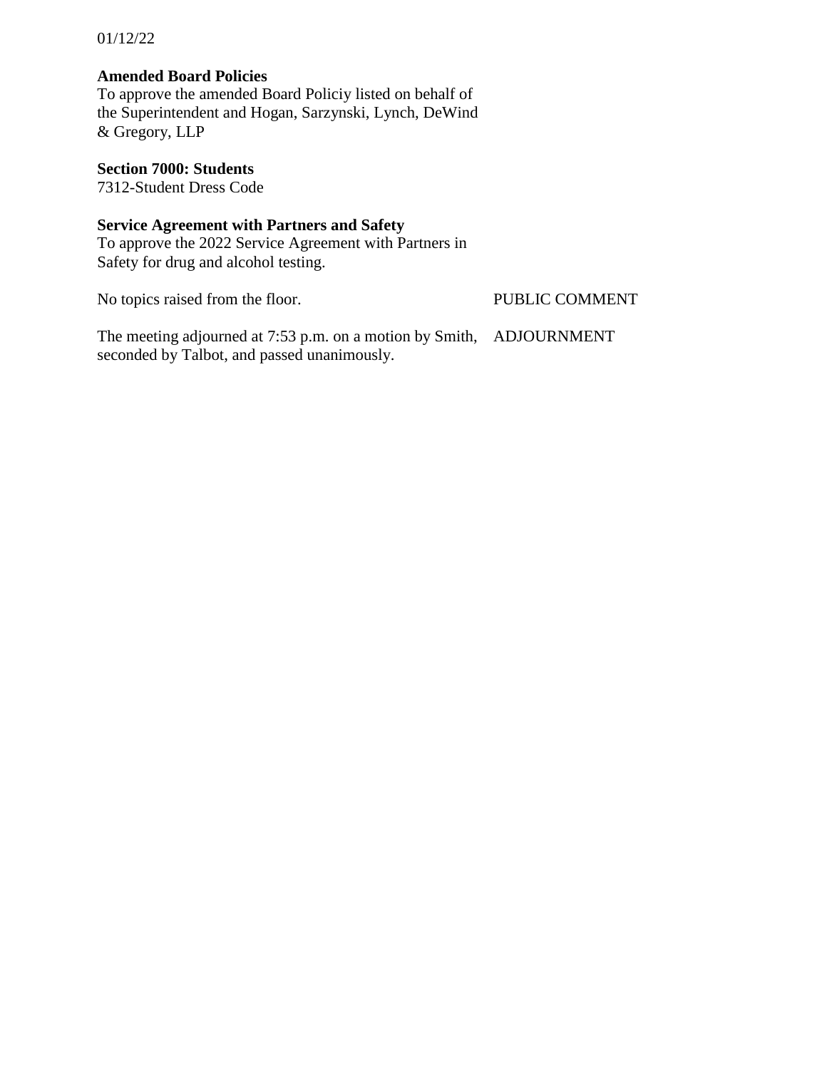**Amended Board Policies**
To approve the amended Board Policiy listed on behalf of the Superintendent and Hogan, Sarzynski, Lynch, DeWind & Gregory, LLP

**Section 7000: Students**
7312-Student Dress Code

**Service Agreement with Partners and Safety**
To approve the 2022 Service Agreement with Partners in Safety for drug and alcohol testing.

PUBLIC COMMENT

No topics raised from the floor.

ADJOURNMENT

The meeting adjourned at 7:53 p.m. on a motion by Smith, seconded by Talbot, and passed unanimously.